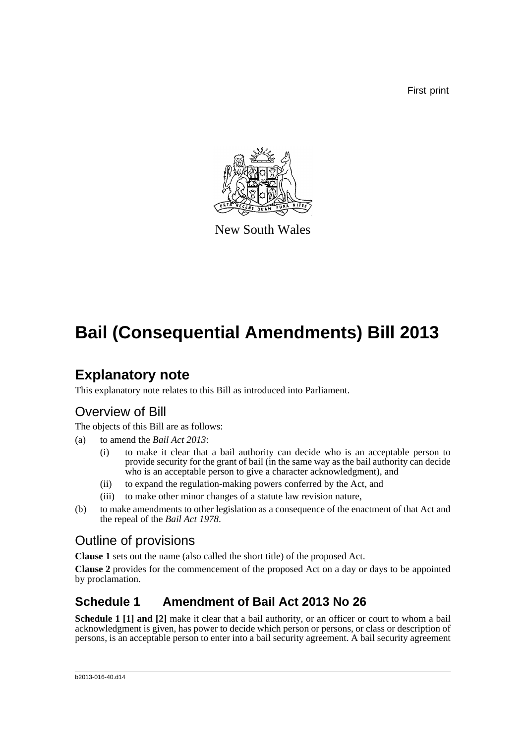First print

New South Wales

# Bail (Consequential Amendments) Bill 2013

## Explanatory note

This explanatory note relates to this Bill as introduced into Parliament.

### Overview of Bill

The objects of this Bill are as follows:

(a) to amend the *Bail Act 2013*:

  (i) to make it clear that a bail authority can decide who is an acceptable person to provide security for the grant of bail (in the same way as the bail authority can decide who is an acceptable person to give a character acknowledgment), and

  (ii) to expand the regulation-making powers conferred by the Act, and

  (iii) to make other minor changes of a statute law revision nature,

(b) to make amendments to other legislation as a consequence of the enactment of that Act and the repeal of the *Bail Act 1978*.

### Outline of provisions

**Clause 1** sets out the name (also called the short title) of the proposed Act.

**Clause 2** provides for the commencement of the proposed Act on a day or days to be appointed by proclamation.

## Schedule 1 Amendment of Bail Act 2013 No 26

**Schedule 1 [1] and [2]** make it clear that a bail authority, or an officer or court to whom a bail acknowledgment is given, has power to decide which person or persons, or class or description of persons, is an acceptable person to enter into a bail security agreement. A bail security agreement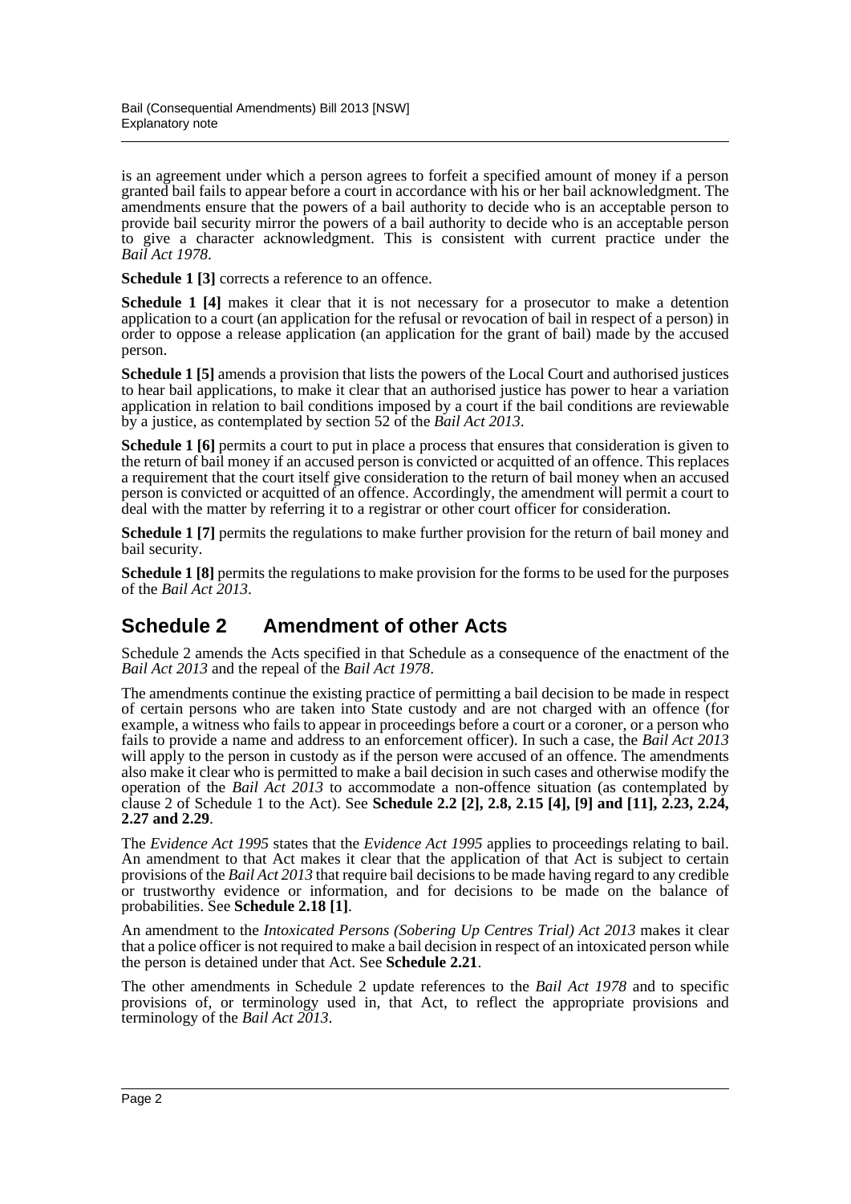is an agreement under which a person agrees to forfeit a specified amount of money if a person granted bail fails to appear before a court in accordance with his or her bail acknowledgment. The amendments ensure that the powers of a bail authority to decide who is an acceptable person to provide bail security mirror the powers of a bail authority to decide who is an acceptable person to give a character acknowledgment. This is consistent with current practice under the *Bail Act 1978*.

**Schedule 1 [3]** corrects a reference to an offence.

**Schedule 1 [4]** makes it clear that it is not necessary for a prosecutor to make a detention application to a court (an application for the refusal or revocation of bail in respect of a person) in order to oppose a release application (an application for the grant of bail) made by the accused person.

**Schedule 1 [5]** amends a provision that lists the powers of the Local Court and authorised justices to hear bail applications, to make it clear that an authorised justice has power to hear a variation application in relation to bail conditions imposed by a court if the bail conditions are reviewable by a justice, as contemplated by section 52 of the *Bail Act 2013*.

**Schedule 1 [6]** permits a court to put in place a process that ensures that consideration is given to the return of bail money if an accused person is convicted or acquitted of an offence. This replaces a requirement that the court itself give consideration to the return of bail money when an accused person is convicted or acquitted of an offence. Accordingly, the amendment will permit a court to deal with the matter by referring it to a registrar or other court officer for consideration.

**Schedule 1 [7]** permits the regulations to make further provision for the return of bail money and bail security.

**Schedule 1 [8]** permits the regulations to make provision for the forms to be used for the purposes of the *Bail Act 2013*.

## Schedule 2 Amendment of other Acts

Schedule 2 amends the Acts specified in that Schedule as a consequence of the enactment of the *Bail Act 2013* and the repeal of the *Bail Act 1978*.

The amendments continue the existing practice of permitting a bail decision to be made in respect of certain persons who are taken into State custody and are not charged with an offence (for example, a witness who fails to appear in proceedings before a court or a coroner, or a person who fails to provide a name and address to an enforcement officer). In such a case, the *Bail Act 2013* will apply to the person in custody as if the person were accused of an offence. The amendments also make it clear who is permitted to make a bail decision in such cases and otherwise modify the operation of the *Bail Act 2013* to accommodate a non-offence situation (as contemplated by clause 2 of Schedule 1 to the Act). See **Schedule 2.2 [2], 2.8, 2.15 [4], [9] and [11], 2.23, 2.24, 2.27 and 2.29**.

The *Evidence Act 1995* states that the *Evidence Act 1995* applies to proceedings relating to bail. An amendment to that Act makes it clear that the application of that Act is subject to certain provisions of the *Bail Act 2013* that require bail decisions to be made having regard to any credible or trustworthy evidence or information, and for decisions to be made on the balance of probabilities. See **Schedule 2.18 [1]**.

An amendment to the *Intoxicated Persons (Sobering Up Centres Trial) Act 2013* makes it clear that a police officer is not required to make a bail decision in respect of an intoxicated person while the person is detained under that Act. See **Schedule 2.21**.

The other amendments in Schedule 2 update references to the *Bail Act 1978* and to specific provisions of, or terminology used in, that Act, to reflect the appropriate provisions and terminology of the *Bail Act 2013*.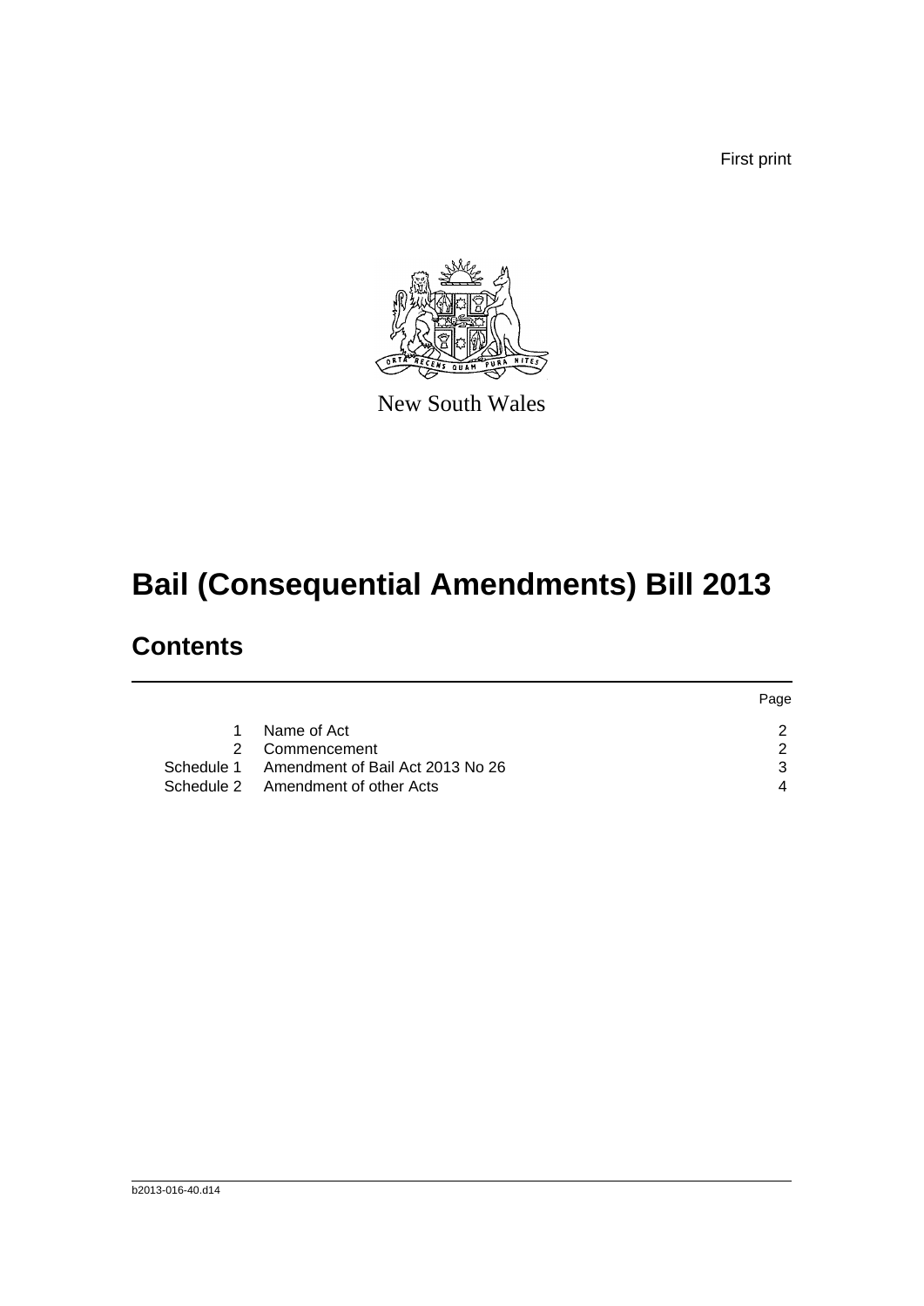First print

New South Wales

# Bail (Consequential Amendments) Bill 2013

## Contents

| | | Page |
|---|---|---|
| 1 | Name of Act | 2 |
| 2 | Commencement | 2 |
| Schedule 1 | Amendment of Bail Act 2013 No 26 | 3 |
| Schedule 2 | Amendment of other Acts | 4 |

b2013-016-40.d14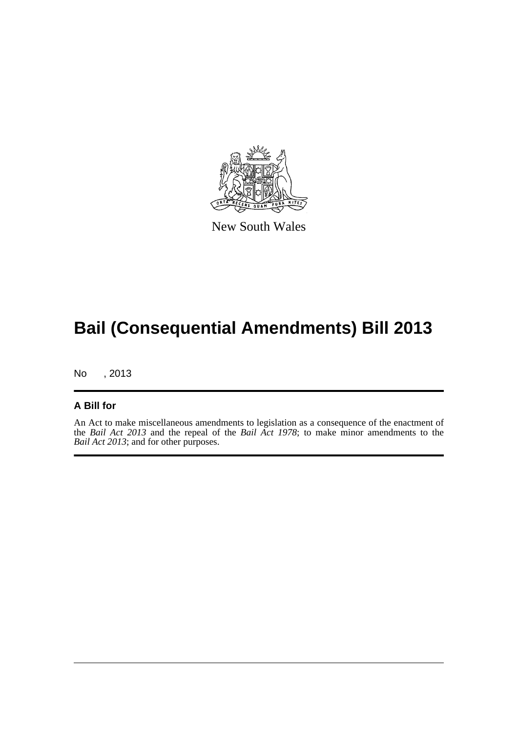New South Wales

# Bail (Consequential Amendments) Bill 2013

No , 2013

## A Bill for

An Act to make miscellaneous amendments to legislation as a consequence of the enactment of the *Bail Act 2013* and the repeal of the *Bail Act 1978*; to make minor amendments to the *Bail Act 2013*; and for other purposes.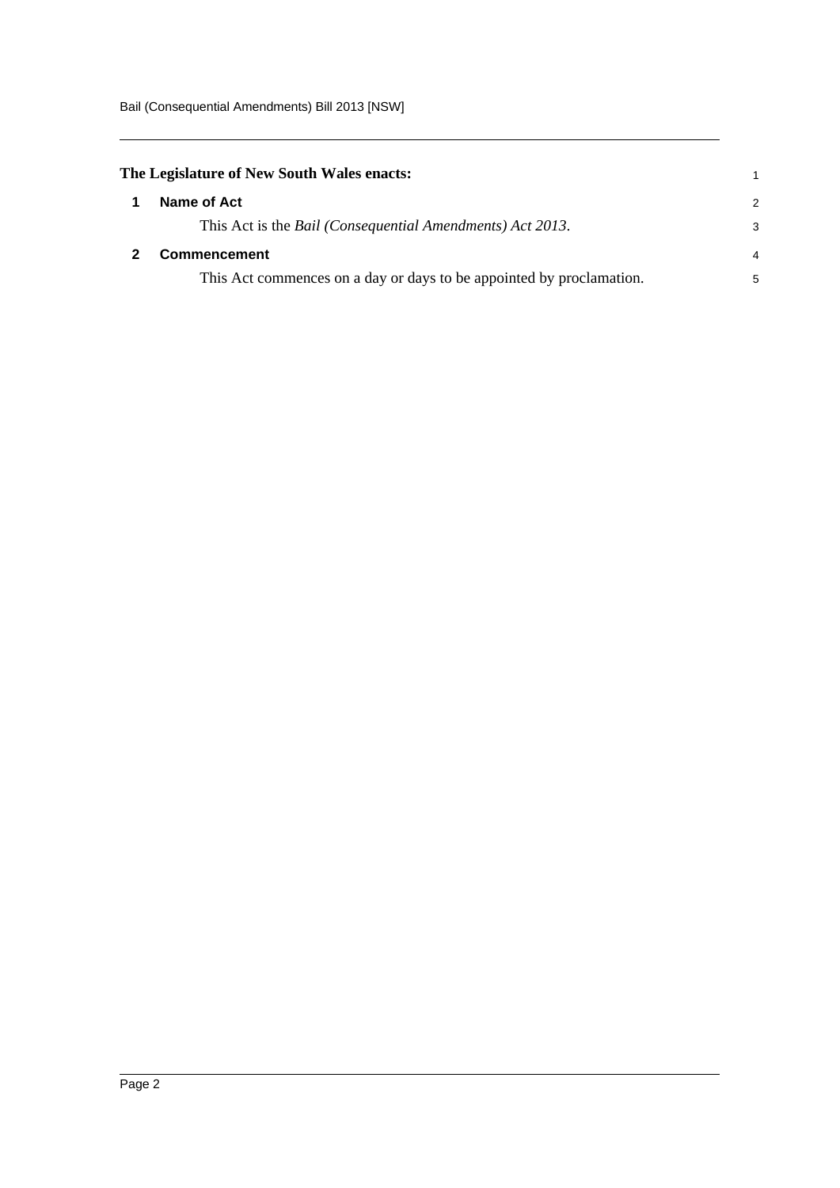**The Legislature of New South Wales enacts:**

## 1 Name of Act

This Act is the *Bail (Consequential Amendments) Act 2013*.

## 2 Commencement

This Act commences on a day or days to be appointed by proclamation.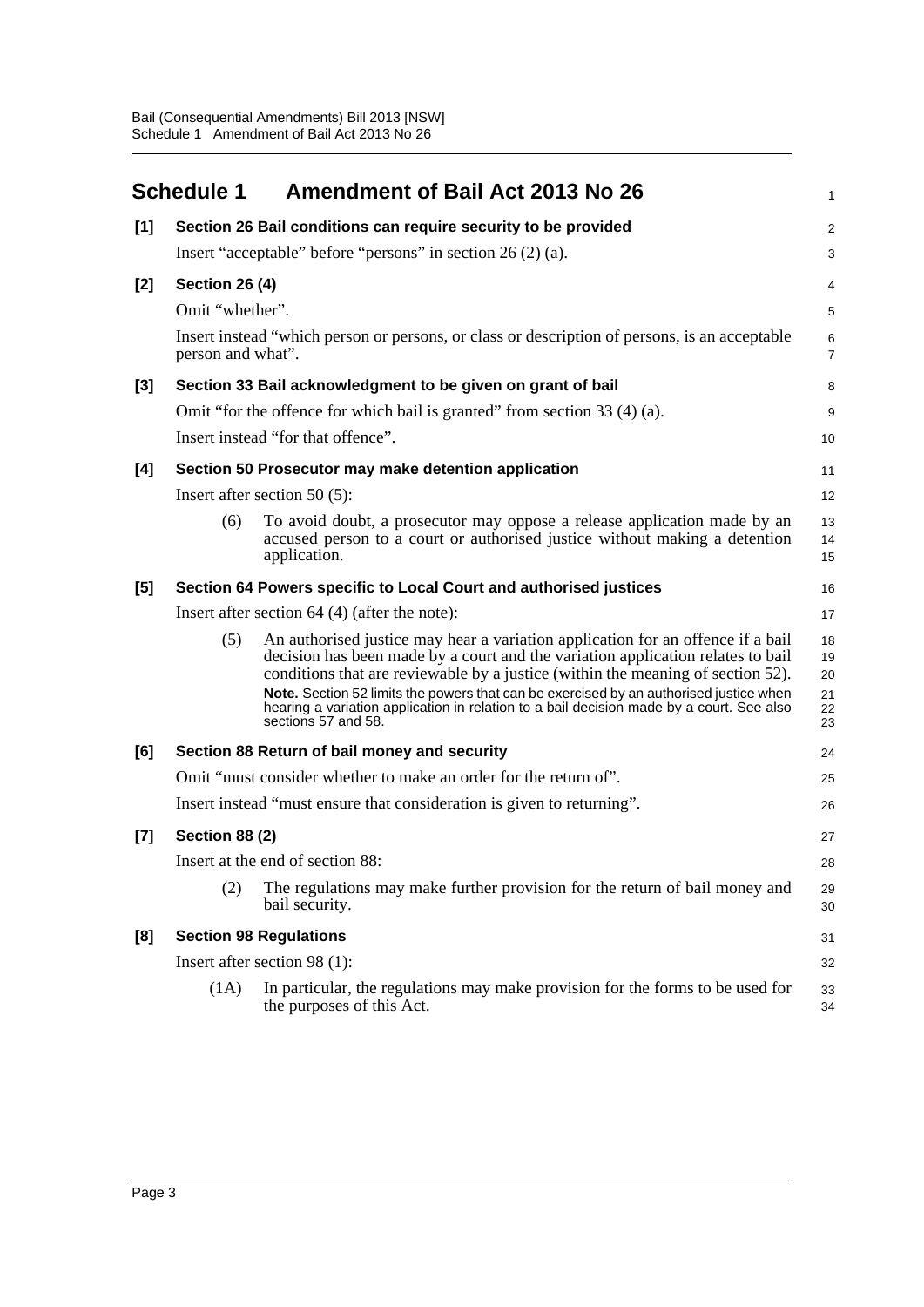## Schedule 1 Amendment of Bail Act 2013 No 26

**[1] Section 26 Bail conditions can require security to be provided**

Insert "acceptable" before "persons" in section 26 (2) (a).

**[2] Section 26 (4)**

Omit "whether".

Insert instead "which person or persons, or class or description of persons, is an acceptable person and what".

**[3] Section 33 Bail acknowledgment to be given on grant of bail**

Omit "for the offence for which bail is granted" from section 33 (4) (a).

Insert instead "for that offence".

**[4] Section 50 Prosecutor may make detention application**

Insert after section 50 (5):

(6) To avoid doubt, a prosecutor may oppose a release application made by an accused person to a court or authorised justice without making a detention application.

**[5] Section 64 Powers specific to Local Court and authorised justices**

Insert after section 64 (4) (after the note):

(5) An authorised justice may hear a variation application for an offence if a bail decision has been made by a court and the variation application relates to bail conditions that are reviewable by a justice (within the meaning of section 52).

**Note.** Section 52 limits the powers that can be exercised by an authorised justice when hearing a variation application in relation to a bail decision made by a court. See also sections 57 and 58.

**[6] Section 88 Return of bail money and security**

Omit "must consider whether to make an order for the return of".

Insert instead "must ensure that consideration is given to returning".

**[7] Section 88 (2)**

Insert at the end of section 88:

(2) The regulations may make further provision for the return of bail money and bail security.

**[8] Section 98 Regulations**

Insert after section 98 (1):

(1A) In particular, the regulations may make provision for the forms to be used for the purposes of this Act.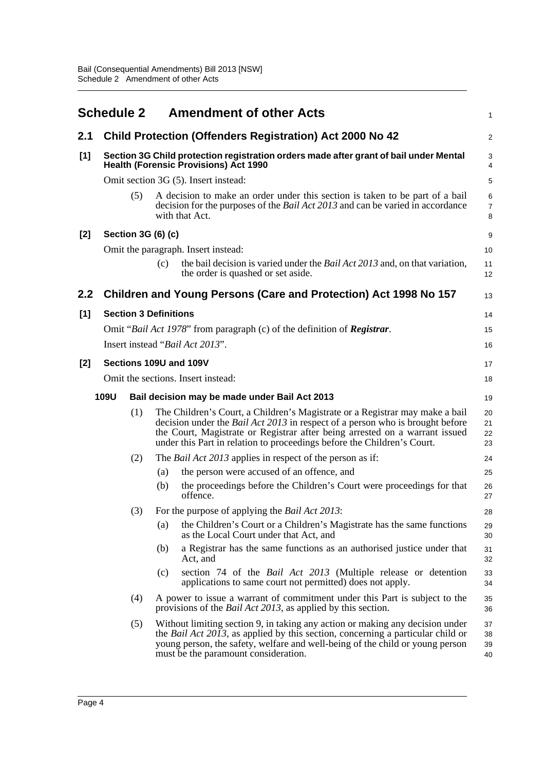# Schedule 2 Amendment of other Acts

## 2.1 Child Protection (Offenders Registration) Act 2000 No 42

**[1] Section 3G Child protection registration orders made after grant of bail under Mental Health (Forensic Provisions) Act 1990**

Omit section 3G (5). Insert instead:

(5) A decision to make an order under this section is taken to be part of a bail decision for the purposes of the *Bail Act 2013* and can be varied in accordance with that Act.

**[2] Section 3G (6) (c)**

Omit the paragraph. Insert instead:

(c) the bail decision is varied under the *Bail Act 2013* and, on that variation, the order is quashed or set aside.

## 2.2 Children and Young Persons (Care and Protection) Act 1998 No 157

**[1] Section 3 Definitions**

Omit "*Bail Act 1978*" from paragraph (c) of the definition of ***Registrar***.

Insert instead "*Bail Act 2013*".

**[2] Sections 109U and 109V**

Omit the sections. Insert instead:

**109U Bail decision may be made under Bail Act 2013**

(1) The Children's Court, a Children's Magistrate or a Registrar may make a bail decision under the *Bail Act 2013* in respect of a person who is brought before the Court, Magistrate or Registrar after being arrested on a warrant issued under this Part in relation to proceedings before the Children's Court.

(2) The *Bail Act 2013* applies in respect of the person as if:

(a) the person were accused of an offence, and

(b) the proceedings before the Children's Court were proceedings for that offence.

(3) For the purpose of applying the *Bail Act 2013*:

(a) the Children's Court or a Children's Magistrate has the same functions as the Local Court under that Act, and

(b) a Registrar has the same functions as an authorised justice under that Act, and

(c) section 74 of the *Bail Act 2013* (Multiple release or detention applications to same court not permitted) does not apply.

(4) A power to issue a warrant of commitment under this Part is subject to the provisions of the *Bail Act 2013*, as applied by this section.

(5) Without limiting section 9, in taking any action or making any decision under the *Bail Act 2013*, as applied by this section, concerning a particular child or young person, the safety, welfare and well-being of the child or young person must be the paramount consideration.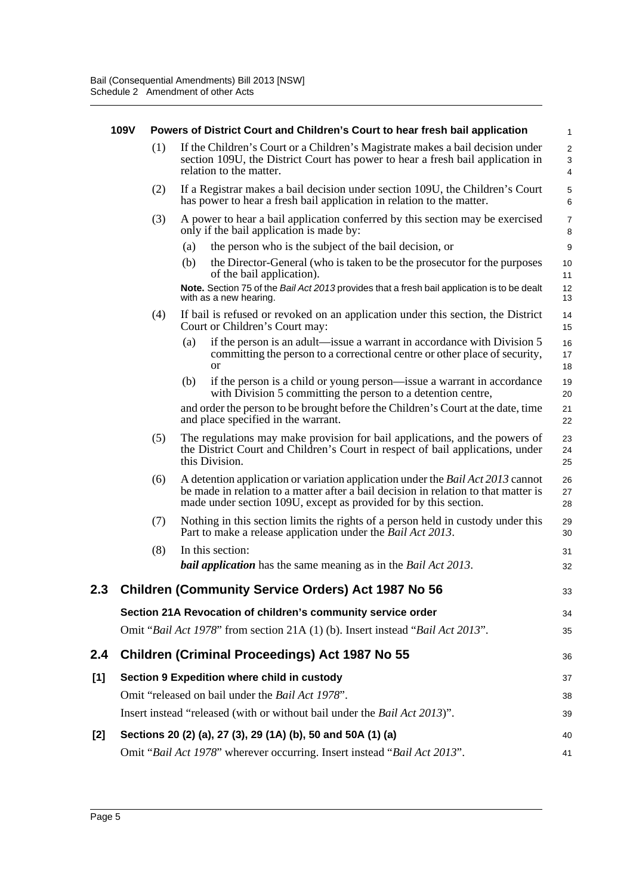**109V Powers of District Court and Children's Court to hear fresh bail application**

(1) If the Children's Court or a Children's Magistrate makes a bail decision under section 109U, the District Court has power to hear a fresh bail application in relation to the matter.

(2) If a Registrar makes a bail decision under section 109U, the Children's Court has power to hear a fresh bail application in relation to the matter.

(3) A power to hear a bail application conferred by this section may be exercised only if the bail application is made by:

(a) the person who is the subject of the bail decision, or

(b) the Director-General (who is taken to be the prosecutor for the purposes of the bail application).

**Note.** Section 75 of the *Bail Act 2013* provides that a fresh bail application is to be dealt with as a new hearing.

(4) If bail is refused or revoked on an application under this section, the District Court or Children's Court may:

(a) if the person is an adult—issue a warrant in accordance with Division 5 committing the person to a correctional centre or other place of security, or

(b) if the person is a child or young person—issue a warrant in accordance with Division 5 committing the person to a detention centre,

and order the person to be brought before the Children's Court at the date, time and place specified in the warrant.

(5) The regulations may make provision for bail applications, and the powers of the District Court and Children's Court in respect of bail applications, under this Division.

(6) A detention application or variation application under the *Bail Act 2013* cannot be made in relation to a matter after a bail decision in relation to that matter is made under section 109U, except as provided for by this section.

(7) Nothing in this section limits the rights of a person held in custody under this Part to make a release application under the *Bail Act 2013*.

(8) In this section:

***bail application*** has the same meaning as in the *Bail Act 2013*.

## 2.3 Children (Community Service Orders) Act 1987 No 56

**Section 21A Revocation of children's community service order**

Omit "*Bail Act 1978*" from section 21A (1) (b). Insert instead "*Bail Act 2013*".

## 2.4 Children (Criminal Proceedings) Act 1987 No 55

**[1] Section 9 Expedition where child in custody**

Omit "released on bail under the *Bail Act 1978*".

Insert instead "released (with or without bail under the *Bail Act 2013*)".

**[2] Sections 20 (2) (a), 27 (3), 29 (1A) (b), 50 and 50A (1) (a)**

Omit "*Bail Act 1978*" wherever occurring. Insert instead "*Bail Act 2013*".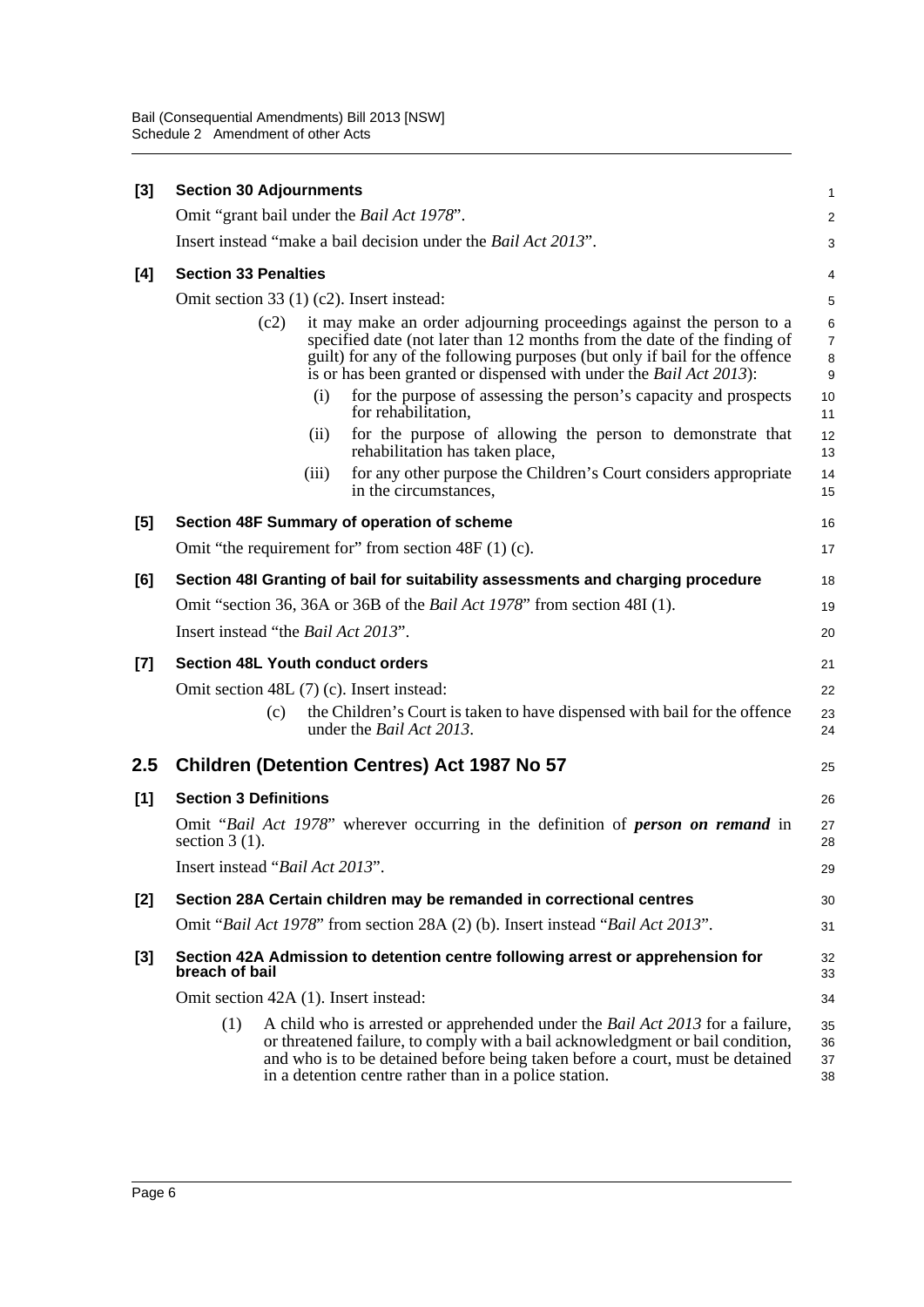**[3] Section 30 Adjournments**

Omit "grant bail under the *Bail Act 1978*".

Insert instead "make a bail decision under the *Bail Act 2013*".

**[4] Section 33 Penalties**

Omit section 33 (1) (c2). Insert instead:

(c2) it may make an order adjourning proceedings against the person to a specified date (not later than 12 months from the date of the finding of guilt) for any of the following purposes (but only if bail for the offence is or has been granted or dispensed with under the *Bail Act 2013*):

- (i) for the purpose of assessing the person's capacity and prospects for rehabilitation,
- (ii) for the purpose of allowing the person to demonstrate that rehabilitation has taken place,
- (iii) for any other purpose the Children's Court considers appropriate in the circumstances,

**[5] Section 48F Summary of operation of scheme**

Omit "the requirement for" from section 48F (1) (c).

**[6] Section 48I Granting of bail for suitability assessments and charging procedure**

Omit "section 36, 36A or 36B of the *Bail Act 1978*" from section 48I (1).

Insert instead "the *Bail Act 2013*".

**[7] Section 48L Youth conduct orders**

Omit section 48L (7) (c). Insert instead:

(c) the Children's Court is taken to have dispensed with bail for the offence under the *Bail Act 2013*.

## 2.5 Children (Detention Centres) Act 1987 No 57

**[1] Section 3 Definitions**

Omit "*Bail Act 1978*" wherever occurring in the definition of ***person on remand*** in section 3 (1).

Insert instead "*Bail Act 2013*".

**[2] Section 28A Certain children may be remanded in correctional centres**

Omit "*Bail Act 1978*" from section 28A (2) (b). Insert instead "*Bail Act 2013*".

**[3] Section 42A Admission to detention centre following arrest or apprehension for breach of bail**

Omit section 42A (1). Insert instead:

(1) A child who is arrested or apprehended under the *Bail Act 2013* for a failure, or threatened failure, to comply with a bail acknowledgment or bail condition, and who is to be detained before being taken before a court, must be detained in a detention centre rather than in a police station.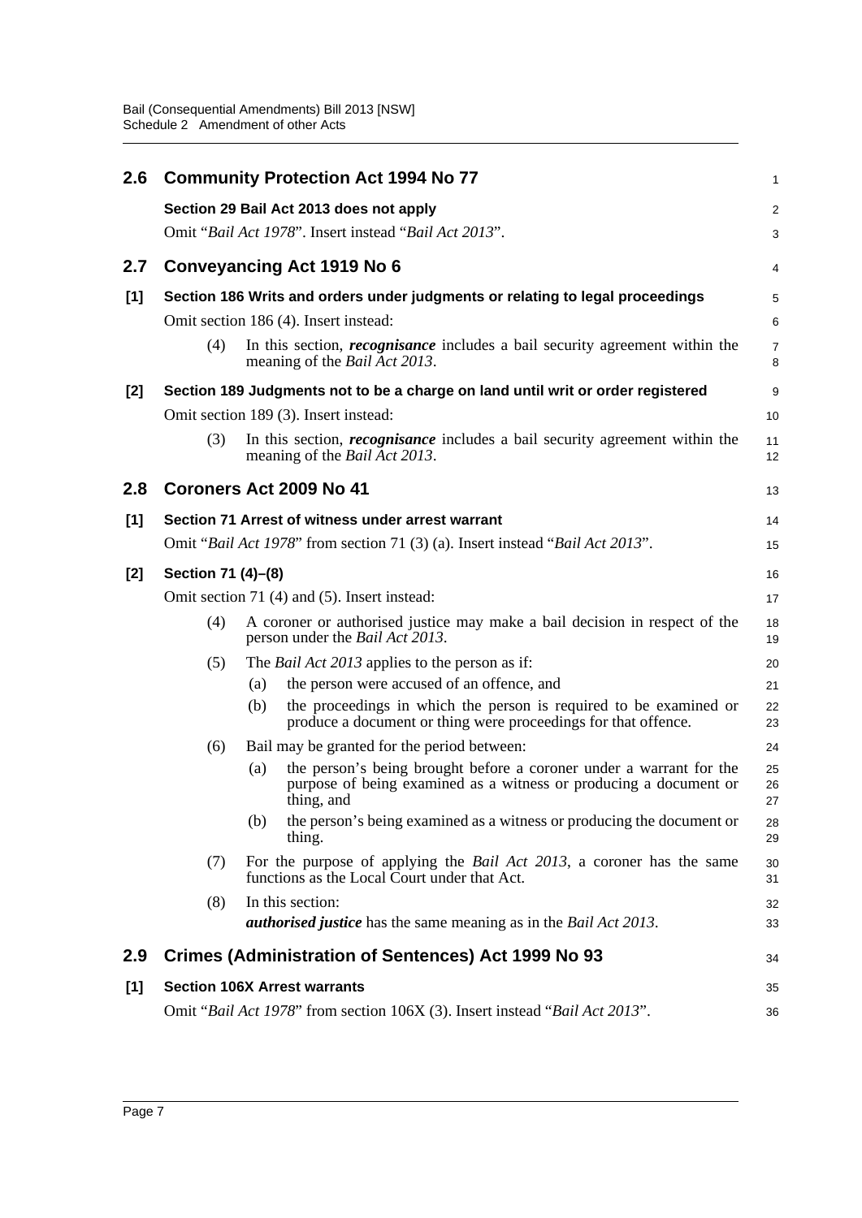## 2.6 Community Protection Act 1994 No 77

**Section 29 Bail Act 2013 does not apply**

Omit "*Bail Act 1978*". Insert instead "*Bail Act 2013*".

## 2.7 Conveyancing Act 1919 No 6

**[1] Section 186 Writs and orders under judgments or relating to legal proceedings**

Omit section 186 (4). Insert instead:

(4) In this section, ***recognisance*** includes a bail security agreement within the meaning of the *Bail Act 2013*.

**[2] Section 189 Judgments not to be a charge on land until writ or order registered**

Omit section 189 (3). Insert instead:

(3) In this section, ***recognisance*** includes a bail security agreement within the meaning of the *Bail Act 2013*.

## 2.8 Coroners Act 2009 No 41

**[1] Section 71 Arrest of witness under arrest warrant**

Omit "*Bail Act 1978*" from section 71 (3) (a). Insert instead "*Bail Act 2013*".

**[2] Section 71 (4)–(8)**

Omit section 71 (4) and (5). Insert instead:

(4) A coroner or authorised justice may make a bail decision in respect of the person under the *Bail Act 2013*.

(5) The *Bail Act 2013* applies to the person as if:

- (a) the person were accused of an offence, and
- (b) the proceedings in which the person is required to be examined or produce a document or thing were proceedings for that offence.

(6) Bail may be granted for the period between:

- (a) the person's being brought before a coroner under a warrant for the purpose of being examined as a witness or producing a document or thing, and
- (b) the person's being examined as a witness or producing the document or thing.

(7) For the purpose of applying the *Bail Act 2013*, a coroner has the same functions as the Local Court under that Act.

(8) In this section:

***authorised justice*** has the same meaning as in the *Bail Act 2013*.

## 2.9 Crimes (Administration of Sentences) Act 1999 No 93

**[1] Section 106X Arrest warrants**

Omit "*Bail Act 1978*" from section 106X (3). Insert instead "*Bail Act 2013*".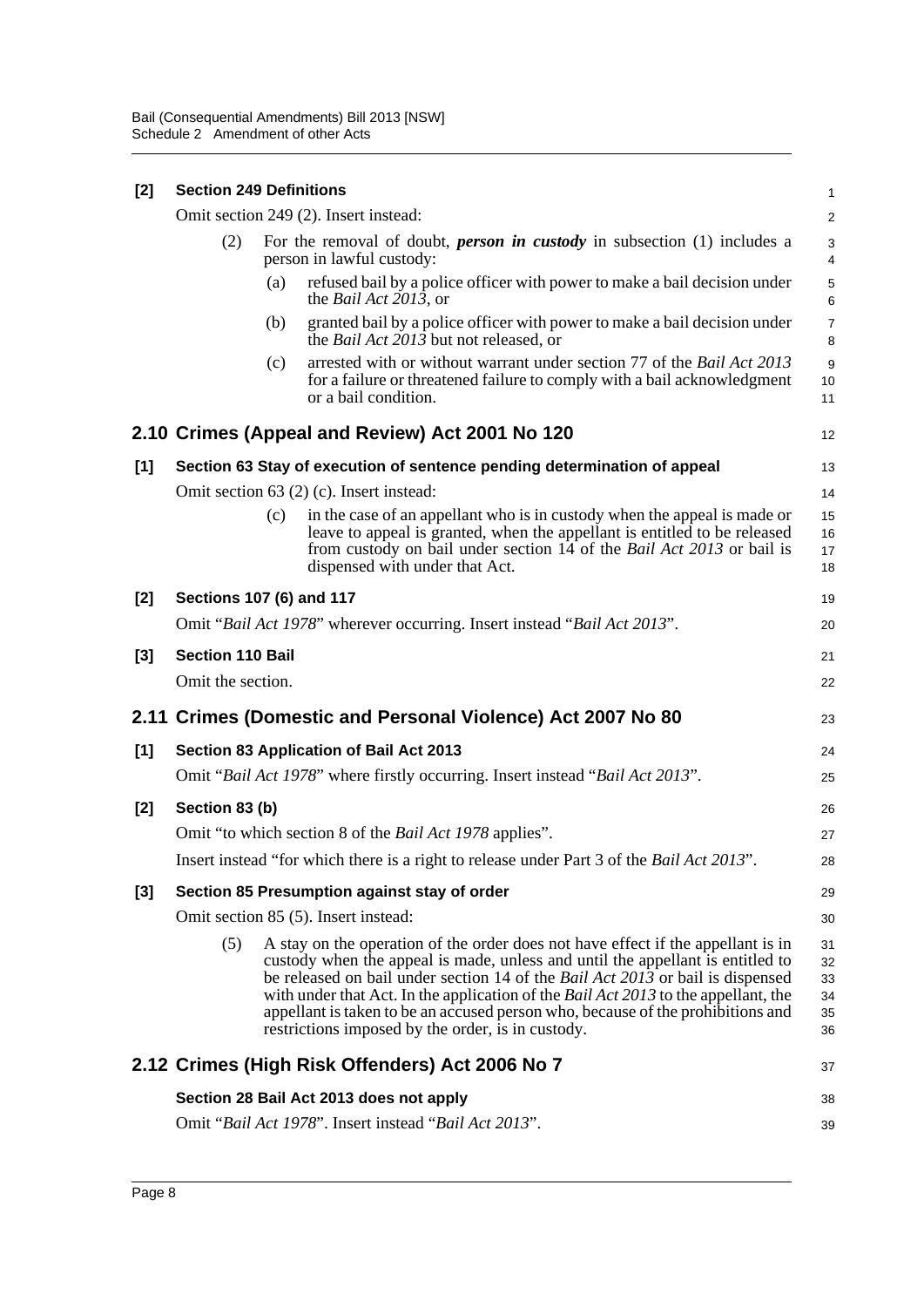**[2] Section 249 Definitions**

Omit section 249 (2). Insert instead:

(2) For the removal of doubt, ***person in custody*** in subsection (1) includes a person in lawful custody:

(a) refused bail by a police officer with power to make a bail decision under the *Bail Act 2013*, or

(b) granted bail by a police officer with power to make a bail decision under the *Bail Act 2013* but not released, or

(c) arrested with or without warrant under section 77 of the *Bail Act 2013* for a failure or threatened failure to comply with a bail acknowledgment or a bail condition.

## 2.10 Crimes (Appeal and Review) Act 2001 No 120

**[1] Section 63 Stay of execution of sentence pending determination of appeal**

Omit section 63 (2) (c). Insert instead:

(c) in the case of an appellant who is in custody when the appeal is made or leave to appeal is granted, when the appellant is entitled to be released from custody on bail under section 14 of the *Bail Act 2013* or bail is dispensed with under that Act.

**[2] Sections 107 (6) and 117**

Omit "*Bail Act 1978*" wherever occurring. Insert instead "*Bail Act 2013*".

**[3] Section 110 Bail**

Omit the section.

## 2.11 Crimes (Domestic and Personal Violence) Act 2007 No 80

**[1] Section 83 Application of Bail Act 2013**

Omit "*Bail Act 1978*" where firstly occurring. Insert instead "*Bail Act 2013*".

**[2] Section 83 (b)**

Omit "to which section 8 of the *Bail Act 1978* applies".

Insert instead "for which there is a right to release under Part 3 of the *Bail Act 2013*".

**[3] Section 85 Presumption against stay of order**

Omit section 85 (5). Insert instead:

(5) A stay on the operation of the order does not have effect if the appellant is in custody when the appeal is made, unless and until the appellant is entitled to be released on bail under section 14 of the *Bail Act 2013* or bail is dispensed with under that Act. In the application of the *Bail Act 2013* to the appellant, the appellant is taken to be an accused person who, because of the prohibitions and restrictions imposed by the order, is in custody.

## 2.12 Crimes (High Risk Offenders) Act 2006 No 7

**Section 28 Bail Act 2013 does not apply**

Omit "*Bail Act 1978*". Insert instead "*Bail Act 2013*".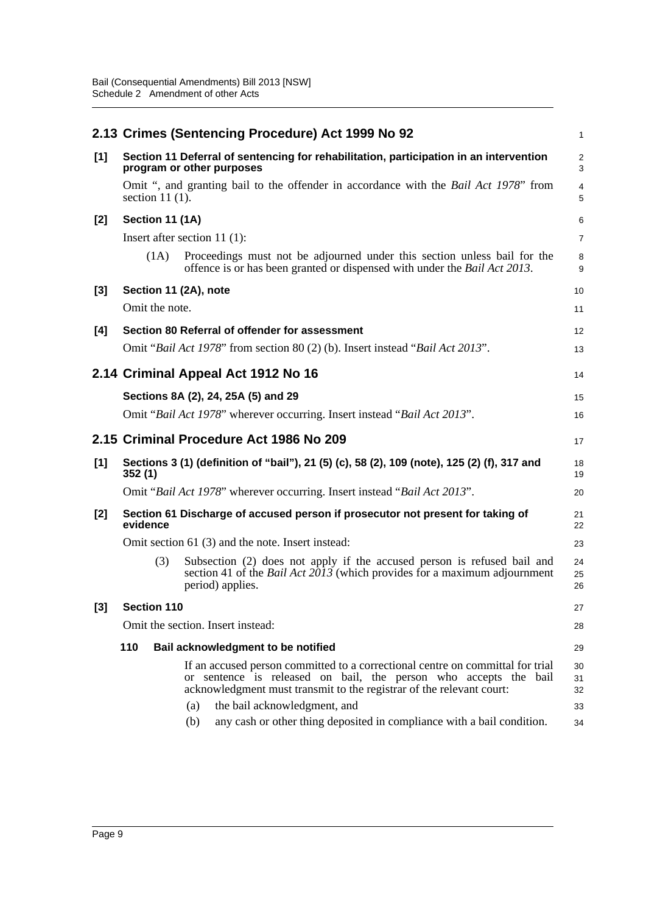## 2.13 Crimes (Sentencing Procedure) Act 1999 No 92

**[1] Section 11 Deferral of sentencing for rehabilitation, participation in an intervention program or other purposes**

Omit ", and granting bail to the offender in accordance with the *Bail Act 1978*" from section 11 (1).

**[2] Section 11 (1A)**

Insert after section 11 (1):

> (1A) Proceedings must not be adjourned under this section unless bail for the offence is or has been granted or dispensed with under the *Bail Act 2013*.

**[3] Section 11 (2A), note**

Omit the note.

**[4] Section 80 Referral of offender for assessment**

Omit "*Bail Act 1978*" from section 80 (2) (b). Insert instead "*Bail Act 2013*".

## 2.14 Criminal Appeal Act 1912 No 16

**Sections 8A (2), 24, 25A (5) and 29**

Omit "*Bail Act 1978*" wherever occurring. Insert instead "*Bail Act 2013*".

## 2.15 Criminal Procedure Act 1986 No 209

**[1] Sections 3 (1) (definition of "bail"), 21 (5) (c), 58 (2), 109 (note), 125 (2) (f), 317 and 352 (1)**

Omit "*Bail Act 1978*" wherever occurring. Insert instead "*Bail Act 2013*".

**[2] Section 61 Discharge of accused person if prosecutor not present for taking of evidence**

Omit section 61 (3) and the note. Insert instead:

> (3) Subsection (2) does not apply if the accused person is refused bail and section 41 of the *Bail Act 2013* (which provides for a maximum adjournment period) applies.

**[3] Section 110**

Omit the section. Insert instead:

> **110 Bail acknowledgment to be notified**
>
> If an accused person committed to a correctional centre on committal for trial or sentence is released on bail, the person who accepts the bail acknowledgment must transmit to the registrar of the relevant court:
>
> (a) the bail acknowledgment, and
>
> (b) any cash or other thing deposited in compliance with a bail condition.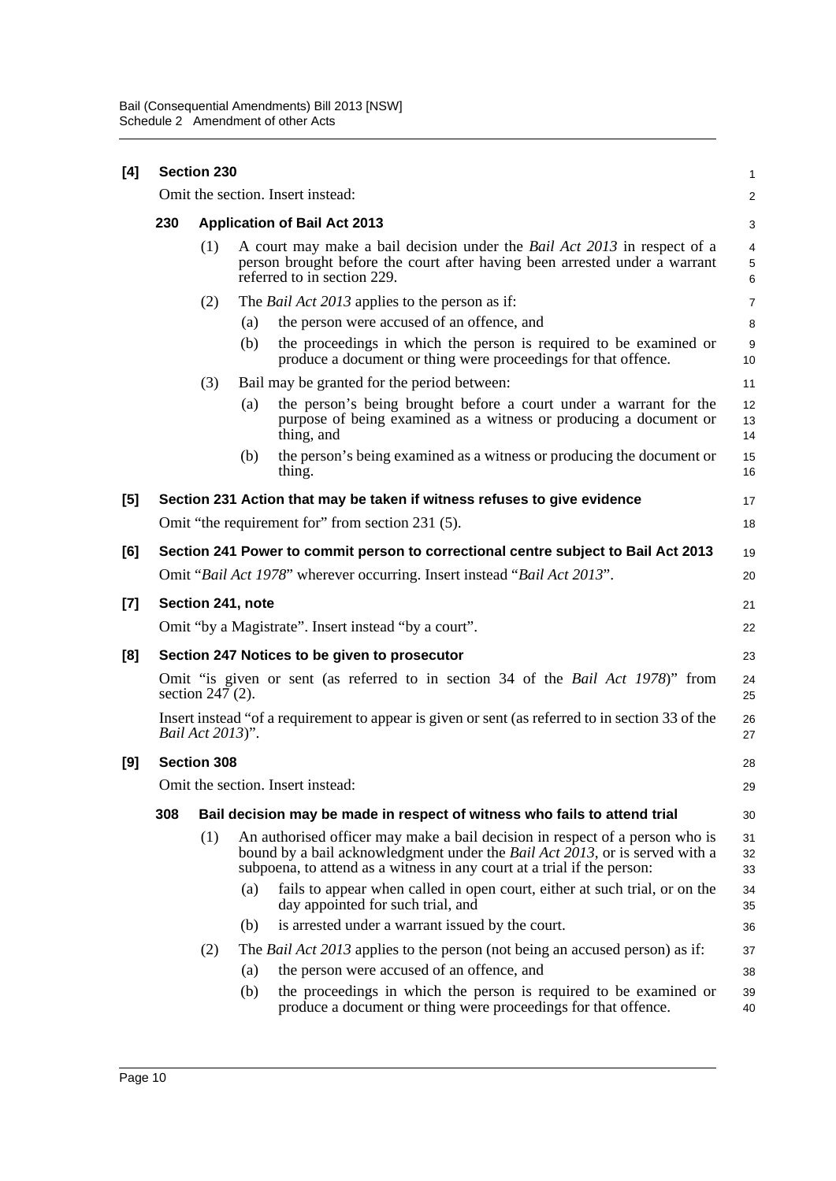**[4] Section 230**

Omit the section. Insert instead:

**230 Application of Bail Act 2013**

(1) A court may make a bail decision under the *Bail Act 2013* in respect of a person brought before the court after having been arrested under a warrant referred to in section 229.

(2) The *Bail Act 2013* applies to the person as if:

(a) the person were accused of an offence, and

(b) the proceedings in which the person is required to be examined or produce a document or thing were proceedings for that offence.

(3) Bail may be granted for the period between:

(a) the person's being brought before a court under a warrant for the purpose of being examined as a witness or producing a document or thing, and

(b) the person's being examined as a witness or producing the document or thing.

**[5] Section 231 Action that may be taken if witness refuses to give evidence**

Omit "the requirement for" from section 231 (5).

**[6] Section 241 Power to commit person to correctional centre subject to Bail Act 2013**

Omit "*Bail Act 1978*" wherever occurring. Insert instead "*Bail Act 2013*".

**[7] Section 241, note**

Omit "by a Magistrate". Insert instead "by a court".

**[8] Section 247 Notices to be given to prosecutor**

Omit "is given or sent (as referred to in section 34 of the *Bail Act 1978*)" from section 247 (2).

Insert instead "of a requirement to appear is given or sent (as referred to in section 33 of the *Bail Act 2013*)".

**[9] Section 308**

Omit the section. Insert instead:

**308 Bail decision may be made in respect of witness who fails to attend trial**

(1) An authorised officer may make a bail decision in respect of a person who is bound by a bail acknowledgment under the *Bail Act 2013*, or is served with a subpoena, to attend as a witness in any court at a trial if the person:

(a) fails to appear when called in open court, either at such trial, or on the day appointed for such trial, and

(b) is arrested under a warrant issued by the court.

(2) The *Bail Act 2013* applies to the person (not being an accused person) as if:

(a) the person were accused of an offence, and

(b) the proceedings in which the person is required to be examined or produce a document or thing were proceedings for that offence.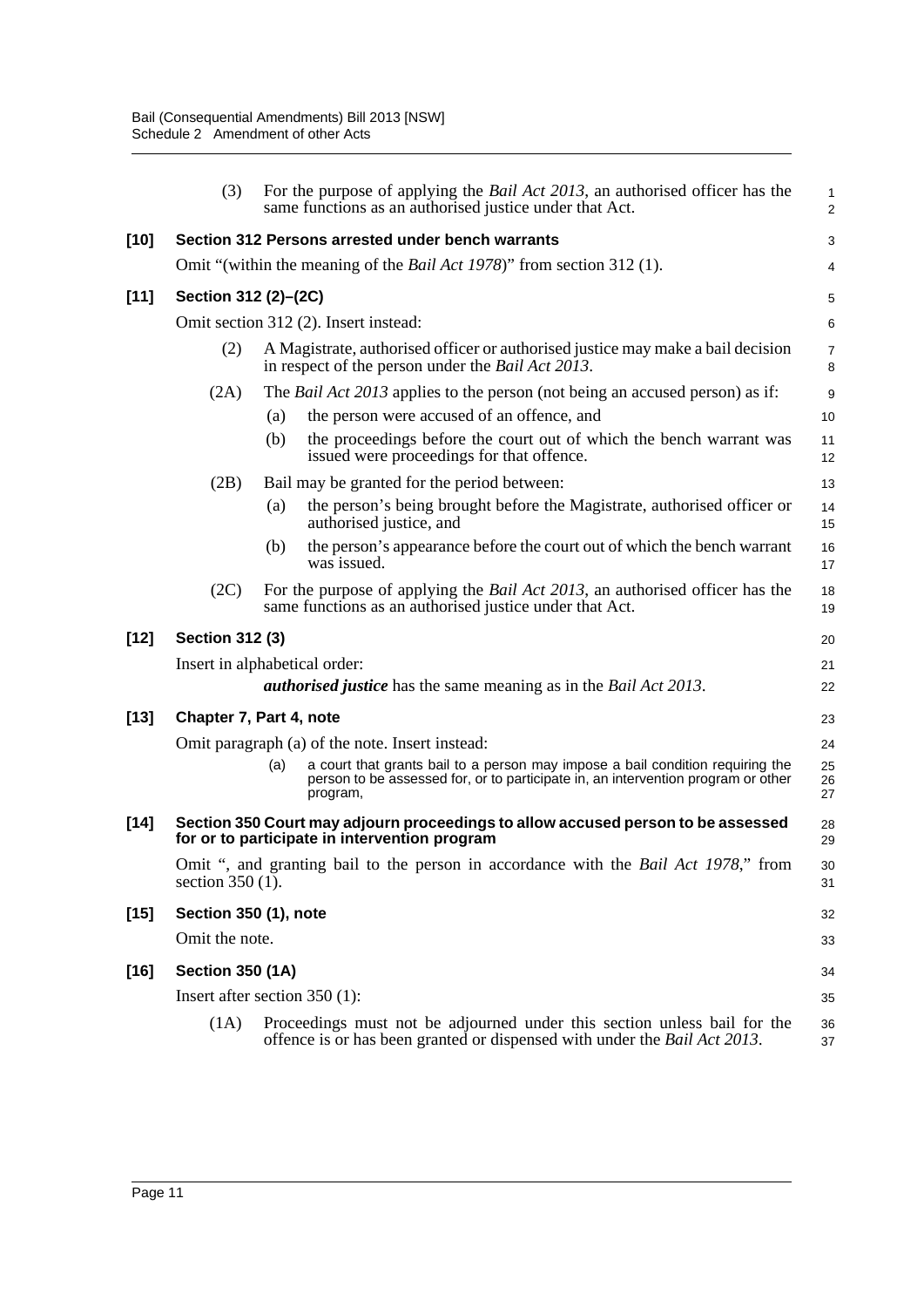(3) For the purpose of applying the *Bail Act 2013*, an authorised officer has the same functions as an authorised justice under that Act.

**[10] Section 312 Persons arrested under bench warrants**

Omit "(within the meaning of the *Bail Act 1978*)" from section 312 (1).

**[11] Section 312 (2)–(2C)**

Omit section 312 (2). Insert instead:

(2) A Magistrate, authorised officer or authorised justice may make a bail decision in respect of the person under the *Bail Act 2013*.

(2A) The *Bail Act 2013* applies to the person (not being an accused person) as if:

(a) the person were accused of an offence, and

(b) the proceedings before the court out of which the bench warrant was issued were proceedings for that offence.

(2B) Bail may be granted for the period between:

(a) the person's being brought before the Magistrate, authorised officer or authorised justice, and

(b) the person's appearance before the court out of which the bench warrant was issued.

(2C) For the purpose of applying the *Bail Act 2013*, an authorised officer has the same functions as an authorised justice under that Act.

**[12] Section 312 (3)**

Insert in alphabetical order:

***authorised justice*** has the same meaning as in the *Bail Act 2013*.

**[13] Chapter 7, Part 4, note**

Omit paragraph (a) of the note. Insert instead:

(a) a court that grants bail to a person may impose a bail condition requiring the person to be assessed for, or to participate in, an intervention program or other program,

**[14] Section 350 Court may adjourn proceedings to allow accused person to be assessed for or to participate in intervention program**

Omit ", and granting bail to the person in accordance with the *Bail Act 1978*," from section 350 (1).

**[15] Section 350 (1), note**

Omit the note.

**[16] Section 350 (1A)**

Insert after section 350 (1):

(1A) Proceedings must not be adjourned under this section unless bail for the offence is or has been granted or dispensed with under the *Bail Act 2013*.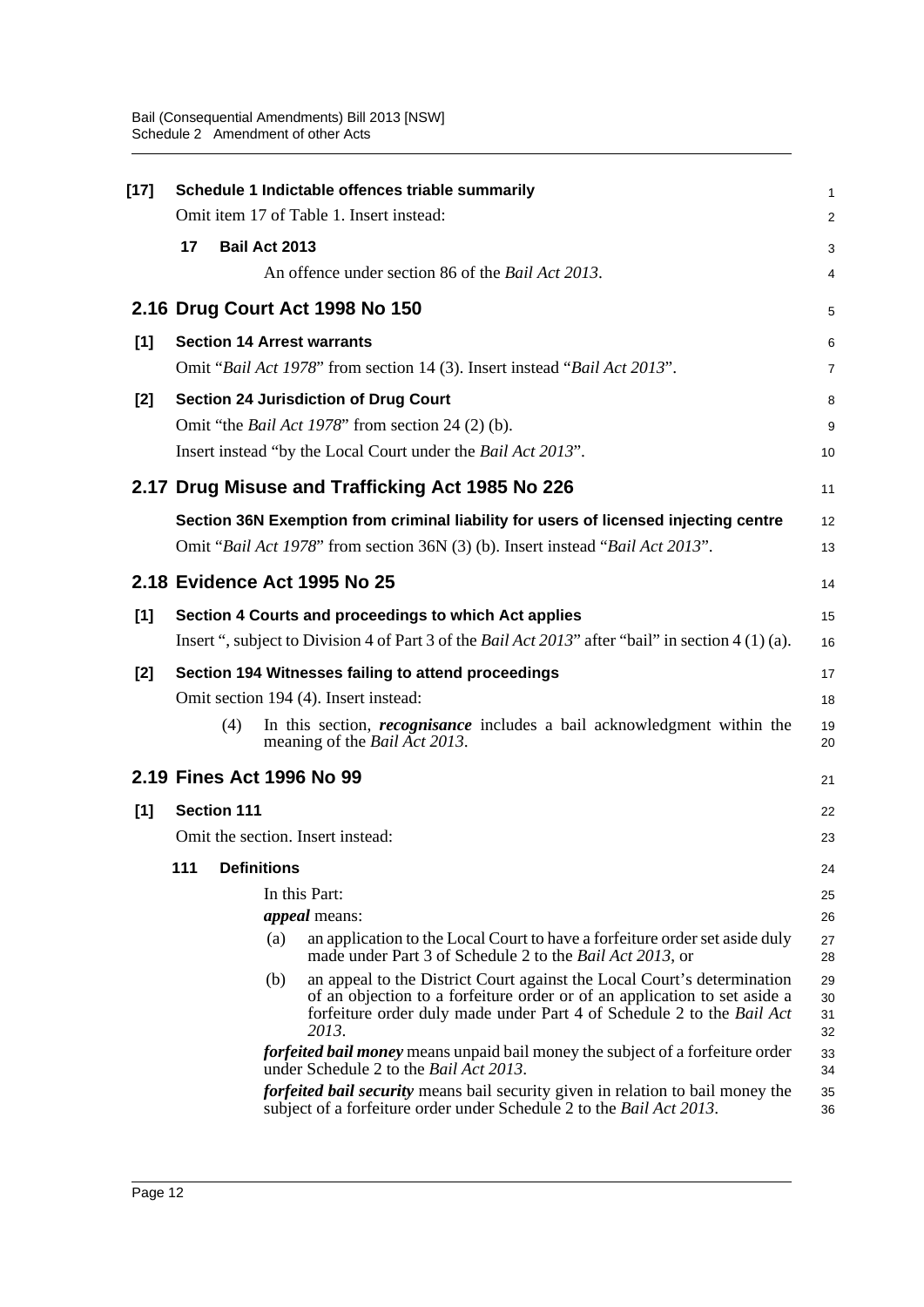**[17] Schedule 1 Indictable offences triable summarily**

Omit item 17 of Table 1. Insert instead:

**17 Bail Act 2013**

An offence under section 86 of the *Bail Act 2013*.

## 2.16 Drug Court Act 1998 No 150

**[1] Section 14 Arrest warrants**

Omit "*Bail Act 1978*" from section 14 (3). Insert instead "*Bail Act 2013*".

**[2] Section 24 Jurisdiction of Drug Court**

Omit "the *Bail Act 1978*" from section 24 (2) (b).

Insert instead "by the Local Court under the *Bail Act 2013*".

## 2.17 Drug Misuse and Trafficking Act 1985 No 226

**Section 36N Exemption from criminal liability for users of licensed injecting centre**

Omit "*Bail Act 1978*" from section 36N (3) (b). Insert instead "*Bail Act 2013*".

## 2.18 Evidence Act 1995 No 25

**[1] Section 4 Courts and proceedings to which Act applies**

Insert ", subject to Division 4 of Part 3 of the *Bail Act 2013*" after "bail" in section 4 (1) (a).

**[2] Section 194 Witnesses failing to attend proceedings**

Omit section 194 (4). Insert instead:

(4) In this section, ***recognisance*** includes a bail acknowledgment within the meaning of the *Bail Act 2013*.

## 2.19 Fines Act 1996 No 99

**[1] Section 111**

Omit the section. Insert instead:

**111 Definitions**

In this Part:

***appeal*** means:

(a) an application to the Local Court to have a forfeiture order set aside duly made under Part 3 of Schedule 2 to the *Bail Act 2013*, or

(b) an appeal to the District Court against the Local Court's determination of an objection to a forfeiture order or of an application to set aside a forfeiture order duly made under Part 4 of Schedule 2 to the *Bail Act 2013*.

***forfeited bail money*** means unpaid bail money the subject of a forfeiture order under Schedule 2 to the *Bail Act 2013*.

***forfeited bail security*** means bail security given in relation to bail money the subject of a forfeiture order under Schedule 2 to the *Bail Act 2013*.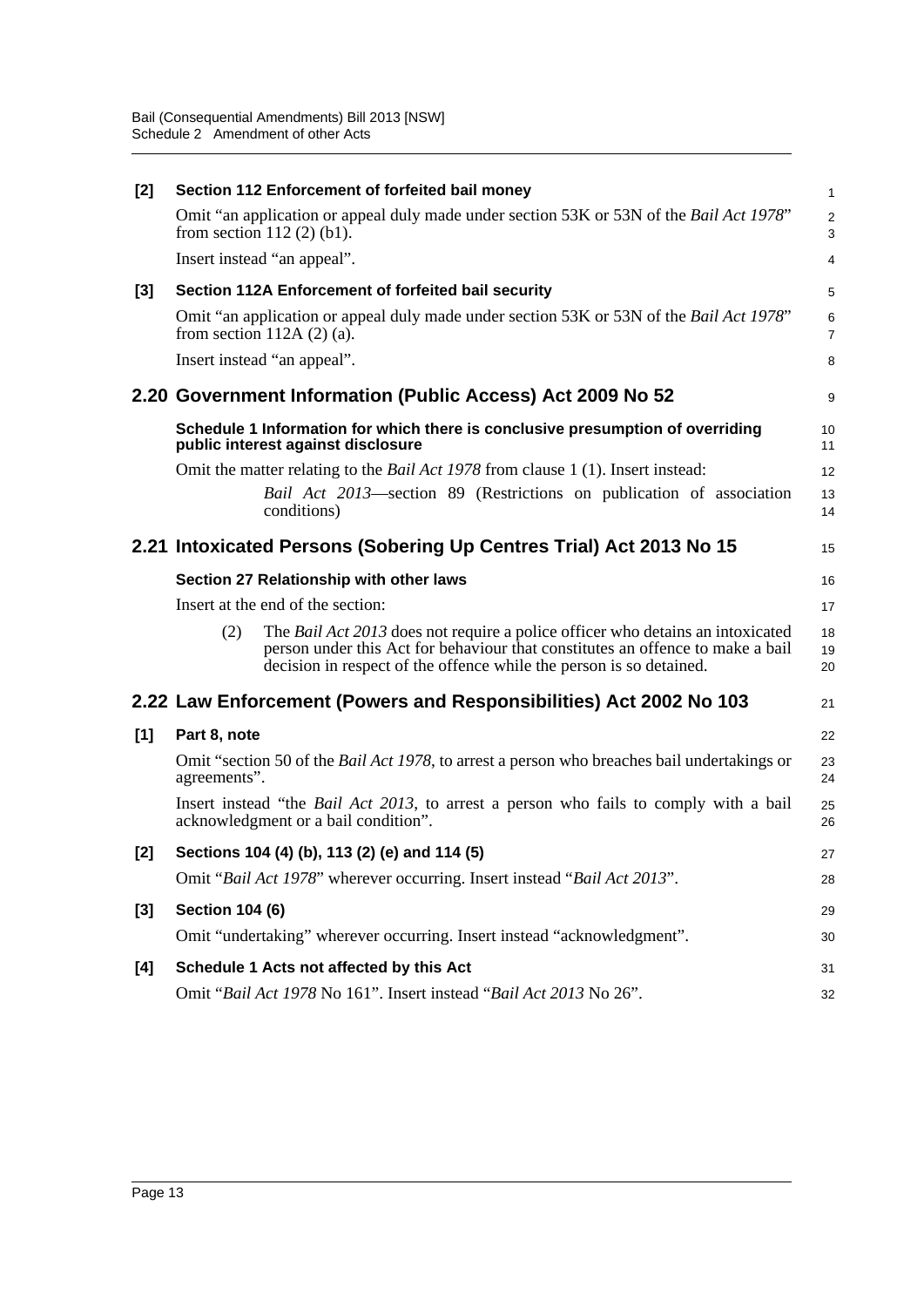**[2] Section 112 Enforcement of forfeited bail money**

Omit "an application or appeal duly made under section 53K or 53N of the *Bail Act 1978*" from section 112 (2) (b1).

Insert instead "an appeal".

**[3] Section 112A Enforcement of forfeited bail security**

Omit "an application or appeal duly made under section 53K or 53N of the *Bail Act 1978*" from section 112A (2) (a).

Insert instead "an appeal".

## 2.20 Government Information (Public Access) Act 2009 No 52

**Schedule 1 Information for which there is conclusive presumption of overriding public interest against disclosure**

Omit the matter relating to the *Bail Act 1978* from clause 1 (1). Insert instead:

> *Bail Act 2013*—section 89 (Restrictions on publication of association conditions)

## 2.21 Intoxicated Persons (Sobering Up Centres Trial) Act 2013 No 15

**Section 27 Relationship with other laws**

Insert at the end of the section:

> (2) The *Bail Act 2013* does not require a police officer who detains an intoxicated person under this Act for behaviour that constitutes an offence to make a bail decision in respect of the offence while the person is so detained.

## 2.22 Law Enforcement (Powers and Responsibilities) Act 2002 No 103

**[1] Part 8, note**

Omit "section 50 of the *Bail Act 1978*, to arrest a person who breaches bail undertakings or agreements".

Insert instead "the *Bail Act 2013*, to arrest a person who fails to comply with a bail acknowledgment or a bail condition".

**[2] Sections 104 (4) (b), 113 (2) (e) and 114 (5)**

Omit "*Bail Act 1978*" wherever occurring. Insert instead "*Bail Act 2013*".

**[3] Section 104 (6)**

Omit "undertaking" wherever occurring. Insert instead "acknowledgment".

**[4] Schedule 1 Acts not affected by this Act**

Omit "*Bail Act 1978* No 161". Insert instead "*Bail Act 2013* No 26".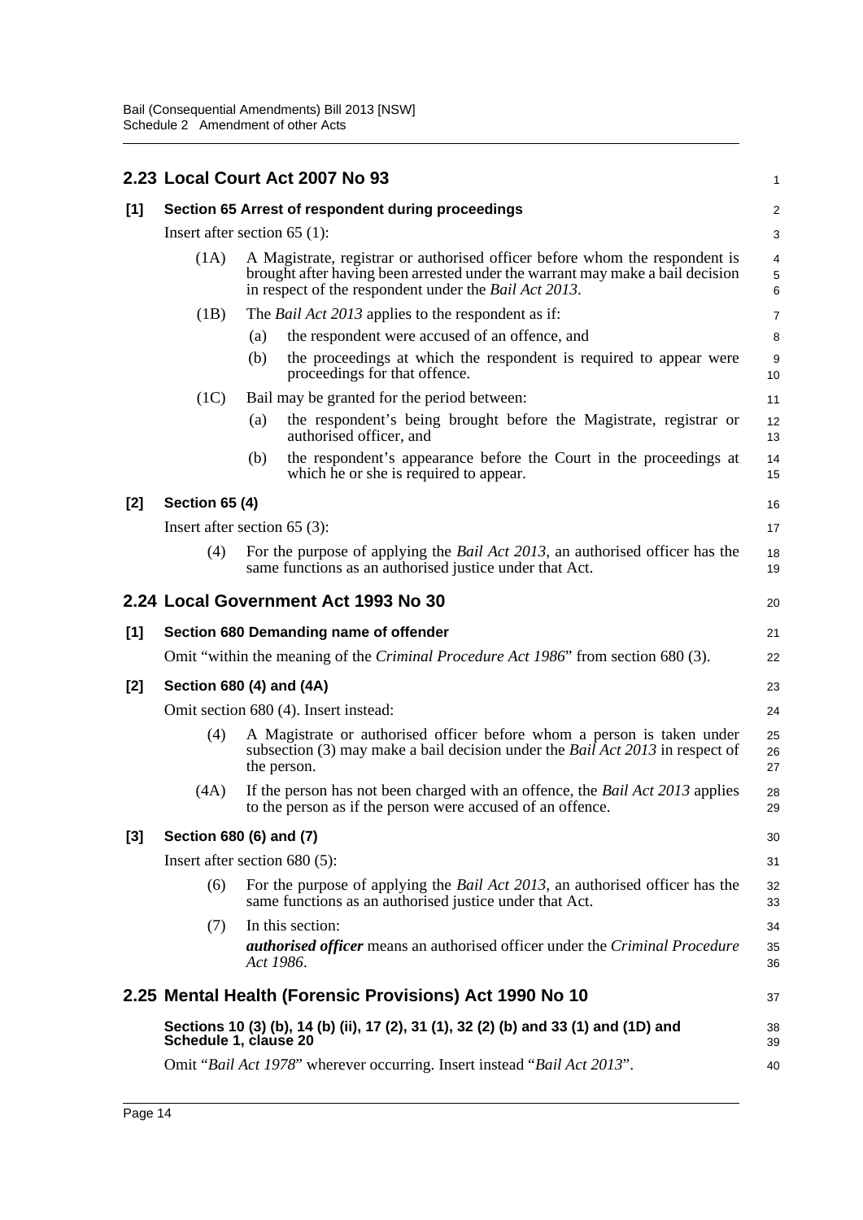## 2.23 Local Court Act 2007 No 93

### [1] Section 65 Arrest of respondent during proceedings

Insert after section 65 (1):

(1A) A Magistrate, registrar or authorised officer before whom the respondent is brought after having been arrested under the warrant may make a bail decision in respect of the respondent under the *Bail Act 2013*.

(1B) The *Bail Act 2013* applies to the respondent as if:

(a) the respondent were accused of an offence, and

(b) the proceedings at which the respondent is required to appear were proceedings for that offence.

(1C) Bail may be granted for the period between:

(a) the respondent's being brought before the Magistrate, registrar or authorised officer, and

(b) the respondent's appearance before the Court in the proceedings at which he or she is required to appear.

### [2] Section 65 (4)

Insert after section 65 (3):

(4) For the purpose of applying the *Bail Act 2013*, an authorised officer has the same functions as an authorised justice under that Act.

## 2.24 Local Government Act 1993 No 30

### [1] Section 680 Demanding name of offender

Omit "within the meaning of the *Criminal Procedure Act 1986*" from section 680 (3).

### [2] Section 680 (4) and (4A)

Omit section 680 (4). Insert instead:

(4) A Magistrate or authorised officer before whom a person is taken under subsection (3) may make a bail decision under the *Bail Act 2013* in respect of the person.

(4A) If the person has not been charged with an offence, the *Bail Act 2013* applies to the person as if the person were accused of an offence.

### [3] Section 680 (6) and (7)

Insert after section 680 (5):

(6) For the purpose of applying the *Bail Act 2013*, an authorised officer has the same functions as an authorised justice under that Act.

(7) In this section:

***authorised officer*** means an authorised officer under the *Criminal Procedure Act 1986*.

## 2.25 Mental Health (Forensic Provisions) Act 1990 No 10

### Sections 10 (3) (b), 14 (b) (ii), 17 (2), 31 (1), 32 (2) (b) and 33 (1) and (1D) and Schedule 1, clause 20

Omit "*Bail Act 1978*" wherever occurring. Insert instead "*Bail Act 2013*".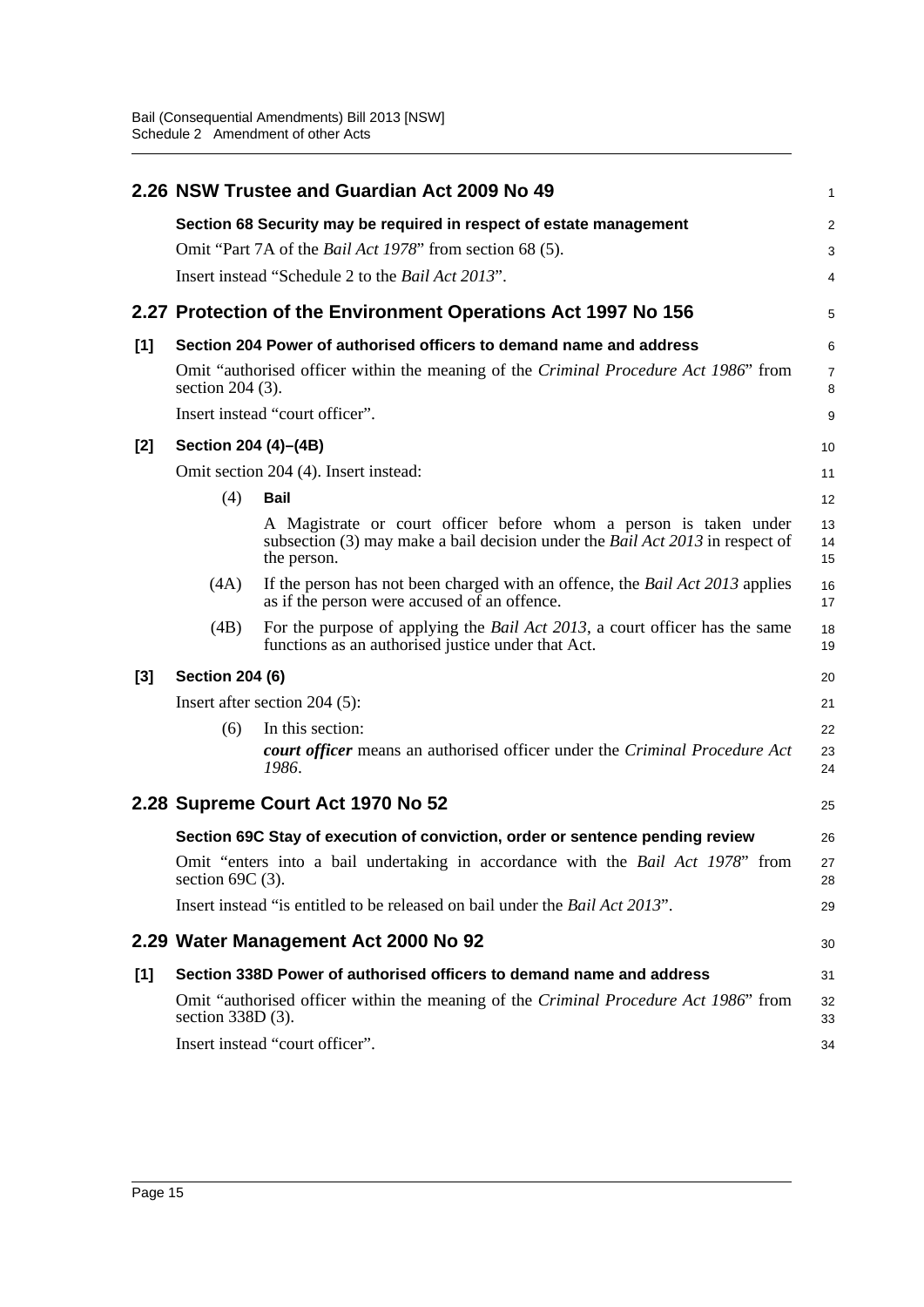## 2.26 NSW Trustee and Guardian Act 2009 No 49

**Section 68 Security may be required in respect of estate management**

Omit "Part 7A of the *Bail Act 1978*" from section 68 (5).

Insert instead "Schedule 2 to the *Bail Act 2013*".

## 2.27 Protection of the Environment Operations Act 1997 No 156

**[1] Section 204 Power of authorised officers to demand name and address**

Omit "authorised officer within the meaning of the *Criminal Procedure Act 1986*" from section 204 (3).

Insert instead "court officer".

**[2] Section 204 (4)–(4B)**

Omit section 204 (4). Insert instead:

(4) **Bail**

A Magistrate or court officer before whom a person is taken under subsection (3) may make a bail decision under the *Bail Act 2013* in respect of the person.

(4A) If the person has not been charged with an offence, the *Bail Act 2013* applies as if the person were accused of an offence.

(4B) For the purpose of applying the *Bail Act 2013*, a court officer has the same functions as an authorised justice under that Act.

**[3] Section 204 (6)**

Insert after section 204 (5):

(6) In this section:

***court officer*** means an authorised officer under the *Criminal Procedure Act 1986*.

## 2.28 Supreme Court Act 1970 No 52

**Section 69C Stay of execution of conviction, order or sentence pending review**

Omit "enters into a bail undertaking in accordance with the *Bail Act 1978*" from section 69C (3).

Insert instead "is entitled to be released on bail under the *Bail Act 2013*".

## 2.29 Water Management Act 2000 No 92

**[1] Section 338D Power of authorised officers to demand name and address**

Omit "authorised officer within the meaning of the *Criminal Procedure Act 1986*" from section 338D (3).

Insert instead "court officer".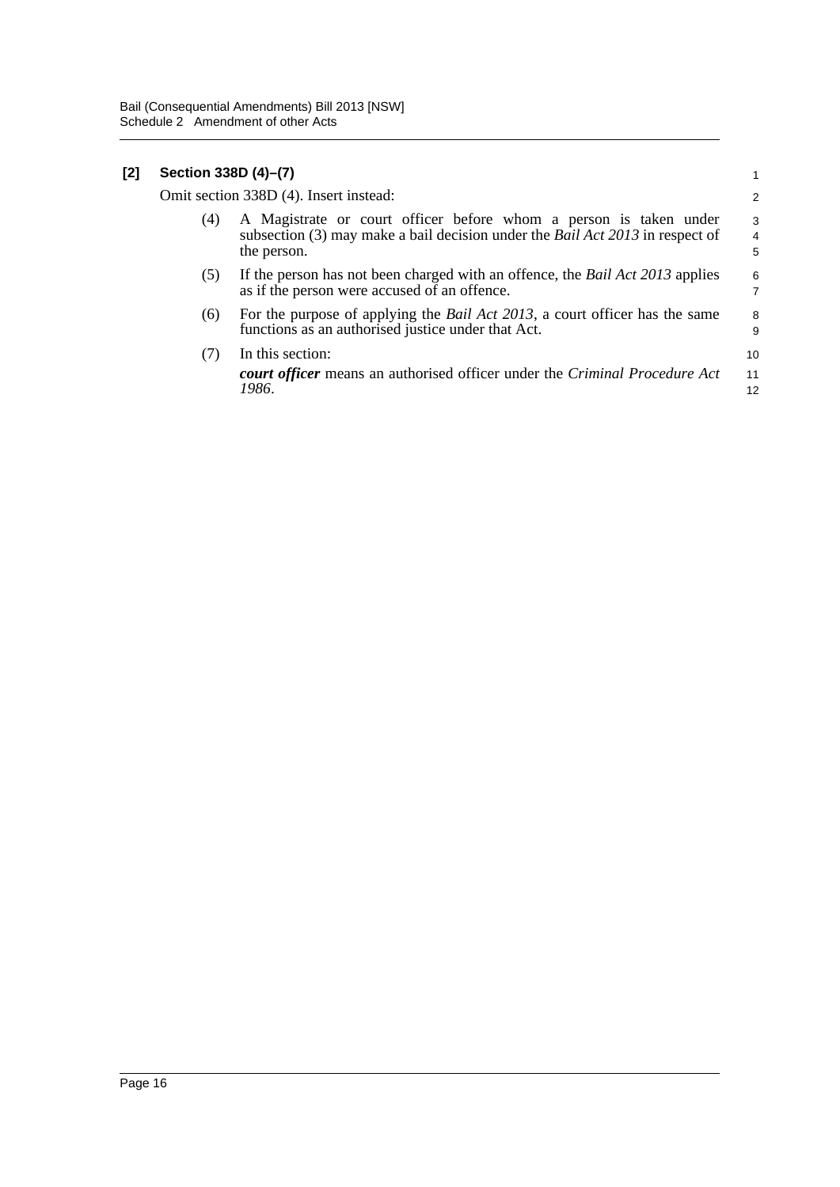**[2] Section 338D (4)–(7)**

Omit section 338D (4). Insert instead:

(4) A Magistrate or court officer before whom a person is taken under subsection (3) may make a bail decision under the *Bail Act 2013* in respect of the person.

(5) If the person has not been charged with an offence, the *Bail Act 2013* applies as if the person were accused of an offence.

(6) For the purpose of applying the *Bail Act 2013*, a court officer has the same functions as an authorised justice under that Act.

(7) In this section:

***court officer*** means an authorised officer under the *Criminal Procedure Act 1986*.